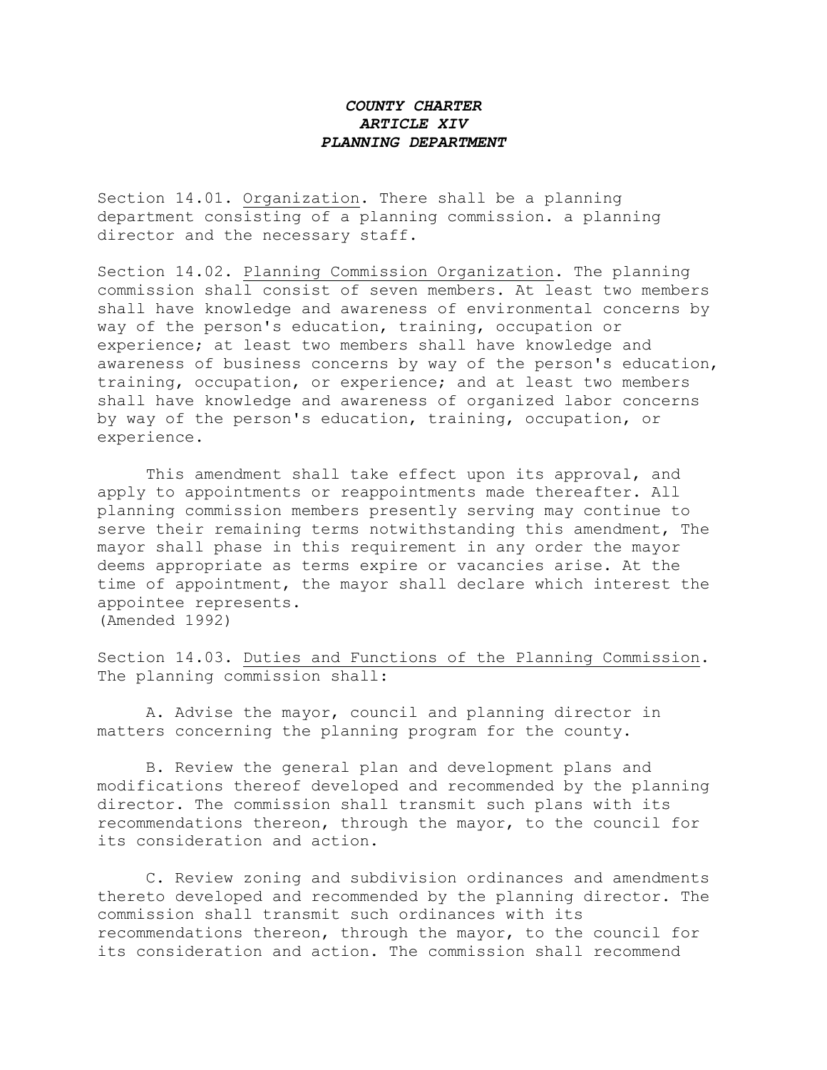# *COUNTY CHARTER*
## *ARTICLE XIV*
## *PLANNING DEPARTMENT*

Section 14.01. Organization. There shall be a planning department consisting of a planning commission. a planning director and the necessary staff.

Section 14.02. Planning Commission Organization. The planning commission shall consist of seven members. At least two members shall have knowledge and awareness of environmental concerns by way of the person's education, training, occupation or experience; at least two members shall have knowledge and awareness of business concerns by way of the person's education, training, occupation, or experience; and at least two members shall have knowledge and awareness of organized labor concerns by way of the person's education, training, occupation, or experience.

This amendment shall take effect upon its approval, and apply to appointments or reappointments made thereafter. All planning commission members presently serving may continue to serve their remaining terms notwithstanding this amendment, The mayor shall phase in this requirement in any order the mayor deems appropriate as terms expire or vacancies arise. At the time of appointment, the mayor shall declare which interest the appointee represents.
(Amended 1992)

Section 14.03. Duties and Functions of the Planning Commission. The planning commission shall:

A. Advise the mayor, council and planning director in matters concerning the planning program for the county.

B. Review the general plan and development plans and modifications thereof developed and recommended by the planning director. The commission shall transmit such plans with its recommendations thereon, through the mayor, to the council for its consideration and action.

C. Review zoning and subdivision ordinances and amendments thereto developed and recommended by the planning director. The commission shall transmit such ordinances with its recommendations thereon, through the mayor, to the council for its consideration and action. The commission shall recommend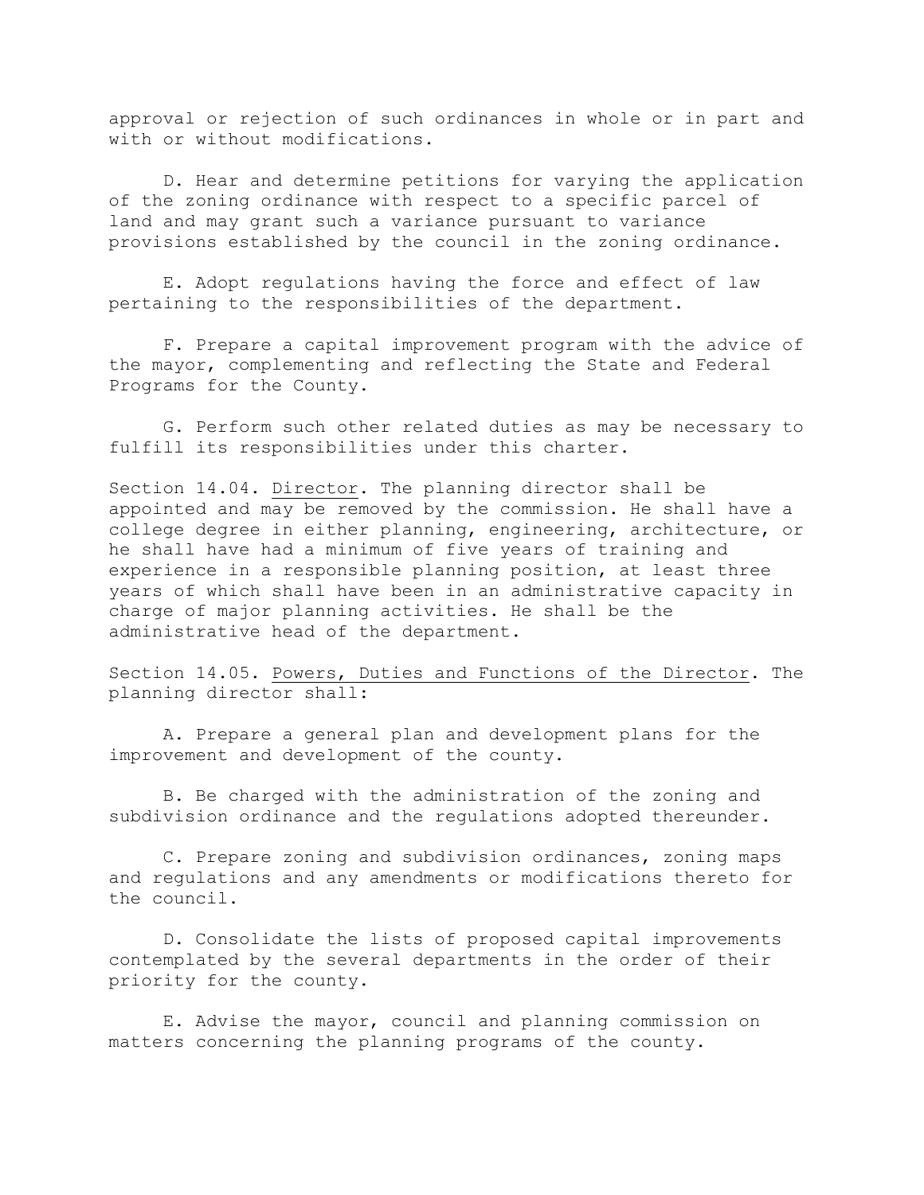approval or rejection of such ordinances in whole or in part and with or without modifications.

D. Hear and determine petitions for varying the application of the zoning ordinance with respect to a specific parcel of land and may grant such a variance pursuant to variance provisions established by the council in the zoning ordinance.

E. Adopt regulations having the force and effect of law pertaining to the responsibilities of the department.

F. Prepare a capital improvement program with the advice of the mayor, complementing and reflecting the State and Federal Programs for the County.

G. Perform such other related duties as may be necessary to fulfill its responsibilities under this charter.

Section 14.04. Director. The planning director shall be appointed and may be removed by the commission. He shall have a college degree in either planning, engineering, architecture, or he shall have had a minimum of five years of training and experience in a responsible planning position, at least three years of which shall have been in an administrative capacity in charge of major planning activities. He shall be the administrative head of the department.

Section 14.05. Powers, Duties and Functions of the Director. The planning director shall:

A. Prepare a general plan and development plans for the improvement and development of the county.

B. Be charged with the administration of the zoning and subdivision ordinance and the regulations adopted thereunder.

C. Prepare zoning and subdivision ordinances, zoning maps and regulations and any amendments or modifications thereto for the council.

D. Consolidate the lists of proposed capital improvements contemplated by the several departments in the order of their priority for the county.

E. Advise the mayor, council and planning commission on matters concerning the planning programs of the county.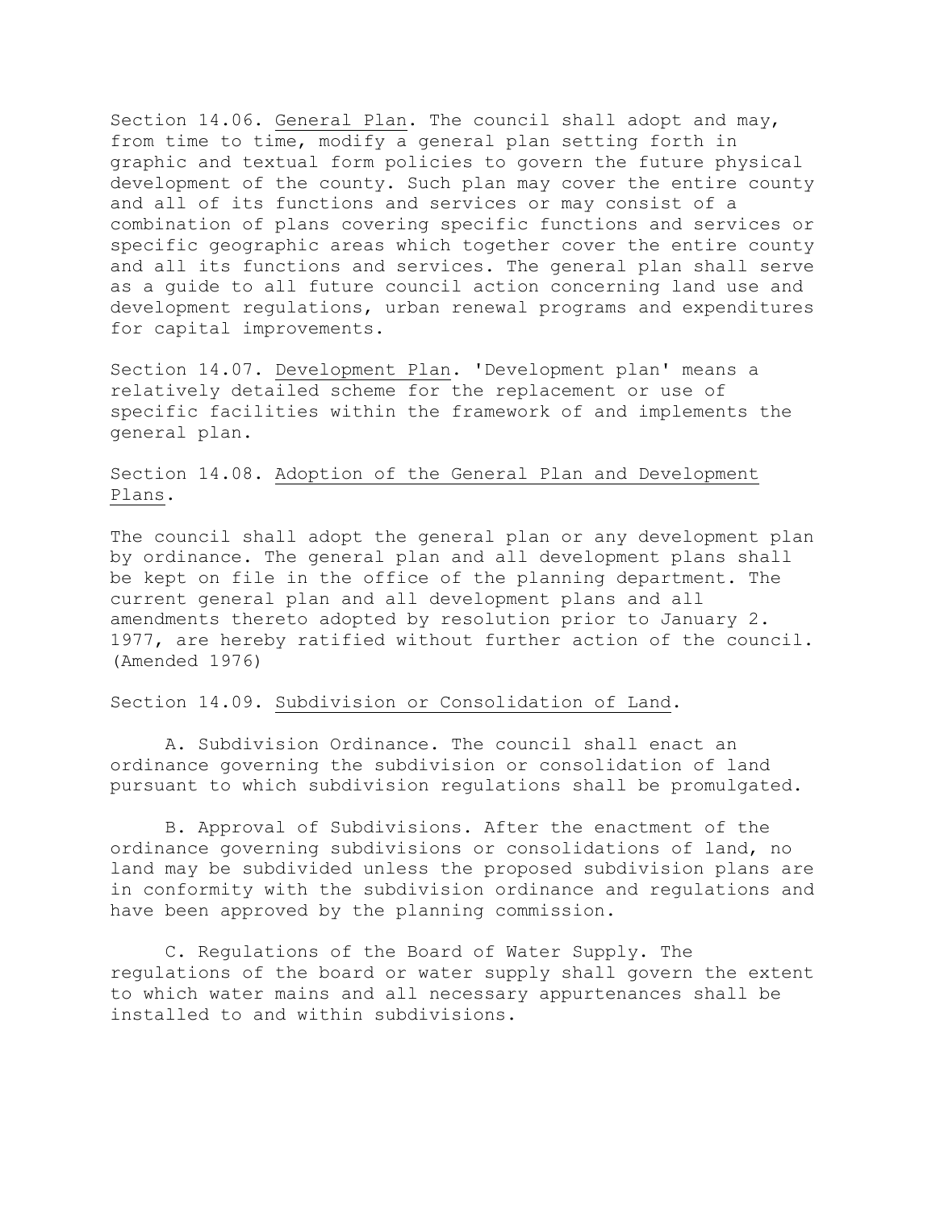Section 14.06. <u>General Plan</u>. The council shall adopt and may, from time to time, modify a general plan setting forth in graphic and textual form policies to govern the future physical development of the county. Such plan may cover the entire county and all of its functions and services or may consist of a combination of plans covering specific functions and services or specific geographic areas which together cover the entire county and all its functions and services. The general plan shall serve as a guide to all future council action concerning land use and development regulations, urban renewal programs and expenditures for capital improvements.

Section 14.07. <u>Development Plan</u>. 'Development plan' means a relatively detailed scheme for the replacement or use of specific facilities within the framework of and implements the general plan.

Section 14.08. <u>Adoption of the General Plan and Development Plans</u>.

The council shall adopt the general plan or any development plan by ordinance. The general plan and all development plans shall be kept on file in the office of the planning department. The current general plan and all development plans and all amendments thereto adopted by resolution prior to January 2. 1977, are hereby ratified without further action of the council. (Amended 1976)

Section 14.09. <u>Subdivision or Consolidation of Land</u>.

A. Subdivision Ordinance. The council shall enact an ordinance governing the subdivision or consolidation of land pursuant to which subdivision regulations shall be promulgated.

B. Approval of Subdivisions. After the enactment of the ordinance governing subdivisions or consolidations of land, no land may be subdivided unless the proposed subdivision plans are in conformity with the subdivision ordinance and regulations and have been approved by the planning commission.

C. Regulations of the Board of Water Supply. The regulations of the board or water supply shall govern the extent to which water mains and all necessary appurtenances shall be installed to and within subdivisions.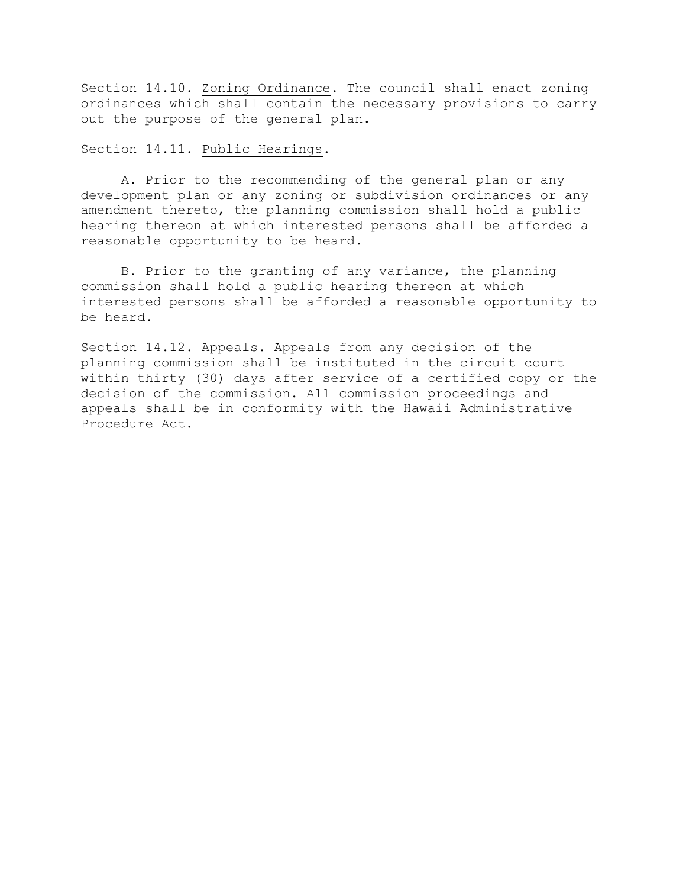Section 14.10. Zoning Ordinance. The council shall enact zoning ordinances which shall contain the necessary provisions to carry out the purpose of the general plan.

Section 14.11. Public Hearings.

A. Prior to the recommending of the general plan or any development plan or any zoning or subdivision ordinances or any amendment thereto, the planning commission shall hold a public hearing thereon at which interested persons shall be afforded a reasonable opportunity to be heard.

B. Prior to the granting of any variance, the planning commission shall hold a public hearing thereon at which interested persons shall be afforded a reasonable opportunity to be heard.

Section 14.12. Appeals. Appeals from any decision of the planning commission shall be instituted in the circuit court within thirty (30) days after service of a certified copy or the decision of the commission. All commission proceedings and appeals shall be in conformity with the Hawaii Administrative Procedure Act.